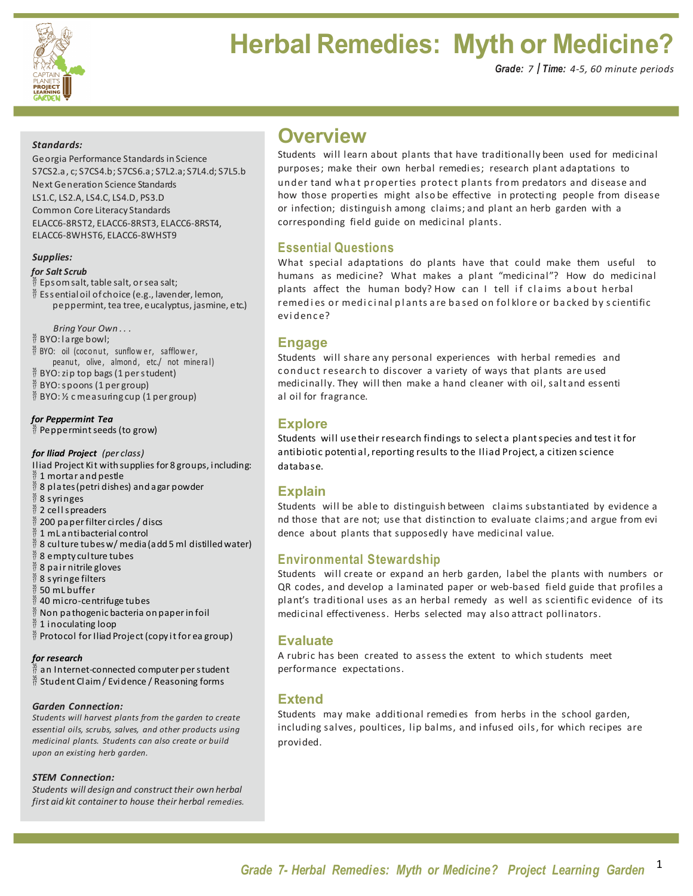# Herbal Remedies: Myth or Medicine?

***Grade:** 7 | **Time:** 4-5, 60 minute periods*

***Standards:***

Georgia Performance Standards in Science
S7CS2.a, c; S7CS4.b; S7CS6.a; S7L2.a; S7L4.d; S7L5.b
Next Generation Science Standards
LS1.C, LS2.A, LS4.C, LS4.D, PS3.D
Common Core Literacy Standards
ELACC6-8RST2, ELACC6-8RST3, ELACC6-8RST4, ELACC6-8WHST6, ELACC6-8WHST9

***Supplies:***

***for Salt Scrub***

- Epsom salt, table salt, or sea salt;
- Essential oil of choice (e.g., lavender, lemon, peppermint, tea tree, eucalyptus, jasmine, etc.)

*Bring Your Own . . .*

- BYO: large bowl;
- BYO: oil (coconut, sunflower, safflower, peanut, olive, almond, etc./ not mineral)
- BYO: zip top bags (1 per student)
- BYO: spoons (1 per group)
- BYO: ½ c measuring cup (1 per group)

***for Peppermint Tea***

- Peppermint seeds (to grow)

***for Iliad Project** (per class)*

Iliad Project Kit with supplies for 8 groups, including:

- 1 mortar and pestle
- 8 plates (petri dishes) and agar powder
- 8 syringes
- 2 cell spreaders
- 200 paper filter circles / discs
- 1 mL antibacterial control
- 8 culture tubes w/ media (add 5 ml distilled water)
- 8 empty culture tubes
- 8 pair nitrile gloves
- 8 syringe filters
- 50 mL buffer
- 40 micro-centrifuge tubes
- Non pathogenic bacteria on paper in foil
- 1 inoculating loop
- Protocol for Iliad Project (copy it for ea group)

***for research***

- an Internet-connected computer per student
- Student Claim / Evidence / Reasoning forms

***Garden Connection:***

*Students will harvest plants from the garden to create essential oils, scrubs, salves, and other products using medicinal plants. Students can also create or build upon an existing herb garden.*

***STEM Connection:***

*Students will design and construct their own herbal first aid kit container to house their herbal remedies.*

## Overview

Students will learn about plants that have traditionally been used for medicinal purposes; make their own herbal remedies; research plant adaptations to undertand what properties protect plants from predators and disease and how those properties might also be effective in protecting people from disease or infection; distinguish among claims; and plant an herb garden with a corresponding field guide on medicinal plants.

### Essential Questions

What special adaptations do plants have that could make them useful to humans as medicine? What makes a plant "medicinal"? How do medicinal plants affect the human body? How can I tell if claims about herbal remedies or medicinal plants are based on folklore or backed by scientific evidence?

### Engage

Students will share any personal experiences with herbal remedies and conduct research to discover a variety of ways that plants are used medicinally. They will then make a hand cleaner with oil, salt and essential oil for fragrance.

### Explore

Students will use their research findings to select a plant species and test it for antibiotic potential, reporting results to the Iliad Project, a citizen science database.

### Explain

Students will be able to distinguish between claims substantiated by evidence and those that are not; use that distinction to evaluate claims; and argue from evidence about plants that supposedly have medicinal value.

### Environmental Stewardship

Students will create or expand an herb garden, label the plants with numbers or QR codes, and develop a laminated paper or web-based field guide that profiles a plant's traditional uses as an herbal remedy as well as scientific evidence of its medicinal effectiveness. Herbs selected may also attract pollinators.

### Evaluate

A rubric has been created to assess the extent to which students meet performance expectations.

### Extend

Students may make additional remedies from herbs in the school garden, including salves, poultices, lip balms, and infused oils, for which recipes are provided.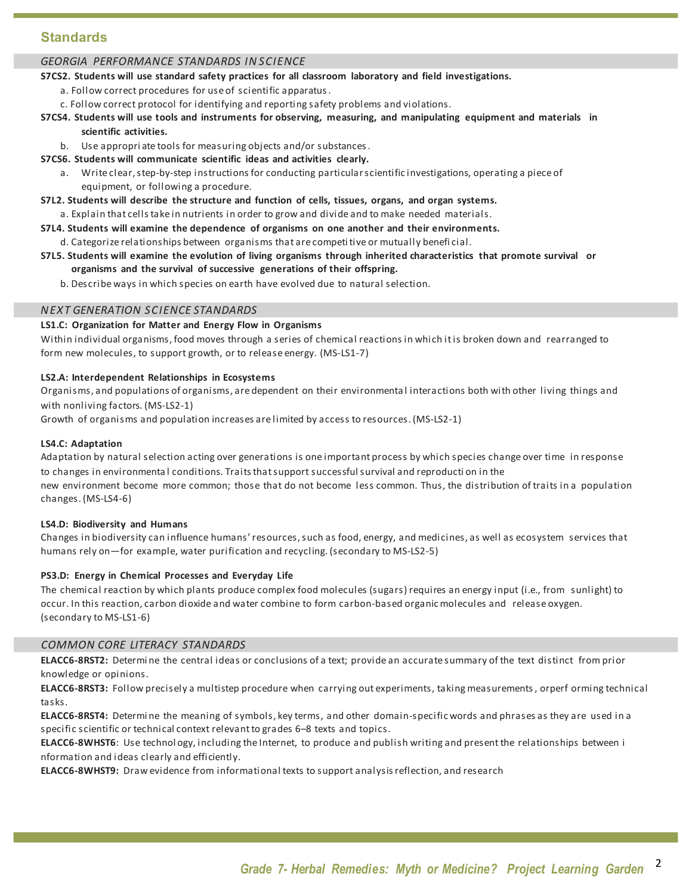## Standards

### *GEORGIA PERFORMANCE STANDARDS IN SCIENCE*

**S7CS2. Students will use standard safety practices for all classroom laboratory and field investigations.**

a. Follow correct procedures for use of scientific apparatus.

c. Follow correct protocol for identifying and reporting safety problems and violations.

**S7CS4. Students will use tools and instruments for observing, measuring, and manipulating equipment and materials in scientific activities.**

b. Use appropriate tools for measuring objects and/or substances.

**S7CS6. Students will communicate scientific ideas and activities clearly.**

a. Write clear, step-by-step instructions for conducting particular scientific investigations, operating a piece of equipment, or following a procedure.

**S7L2. Students will describe the structure and function of cells, tissues, organs, and organ systems.**

a. Explain that cells take in nutrients in order to grow and divide and to make needed materials.

**S7L4. Students will examine the dependence of organisms on one another and their environments.**

d. Categorize relationships between organisms that are competitive or mutually beneficial.

**S7L5. Students will examine the evolution of living organisms through inherited characteristics that promote survival or organisms and the survival of successive generations of their offspring.**

b. Describe ways in which species on earth have evolved due to natural selection.

### *NEXT GENERATION SCIENCE STANDARDS*

**LS1.C: Organization for Matter and Energy Flow in Organisms**

Within individual organisms, food moves through a series of chemical reactions in which it is broken down and rearranged to form new molecules, to support growth, or to release energy. (MS-LS1-7)

**LS2.A: Interdependent Relationships in Ecosystems**

Organisms, and populations of organisms, are dependent on their environmental interactions both with other living things and with nonliving factors. (MS-LS2-1)

Growth of organisms and population increases are limited by access to resources. (MS-LS2-1)

**LS4.C: Adaptation**

Adaptation by natural selection acting over generations is one important process by which species change over time in response to changes in environmental conditions. Traits that support successful survival and reproduction in the new environment become more common; those that do not become less common. Thus, the distribution of traits in a population changes. (MS-LS4-6)

**LS4.D: Biodiversity and Humans**

Changes in biodiversity can influence humans' resources, such as food, energy, and medicines, as well as ecosystem services that humans rely on—for example, water purification and recycling. (secondary to MS-LS2-5)

**PS3.D: Energy in Chemical Processes and Everyday Life**

The chemical reaction by which plants produce complex food molecules (sugars) requires an energy input (i.e., from sunlight) to occur. In this reaction, carbon dioxide and water combine to form carbon-based organic molecules and release oxygen. (secondary to MS-LS1-6)

### *COMMON CORE LITERACY STANDARDS*

**ELACC6-8RST2:** Determine the central ideas or conclusions of a text; provide an accurate summary of the text distinct from prior knowledge or opinions.

**ELACC6-8RST3:** Follow precisely a multistep procedure when carrying out experiments, taking measurements, or performing technical tasks.

**ELACC6-8RST4:** Determine the meaning of symbols, key terms, and other domain-specific words and phrases as they are used in a specific scientific or technical context relevant to grades 6–8 texts and topics.

**ELACC6-8WHST6**: Use technology, including the Internet, to produce and publish writing and present the relationships between information and ideas clearly and efficiently.

**ELACC6-8WHST9:** Draw evidence from informational texts to support analysis reflection, and research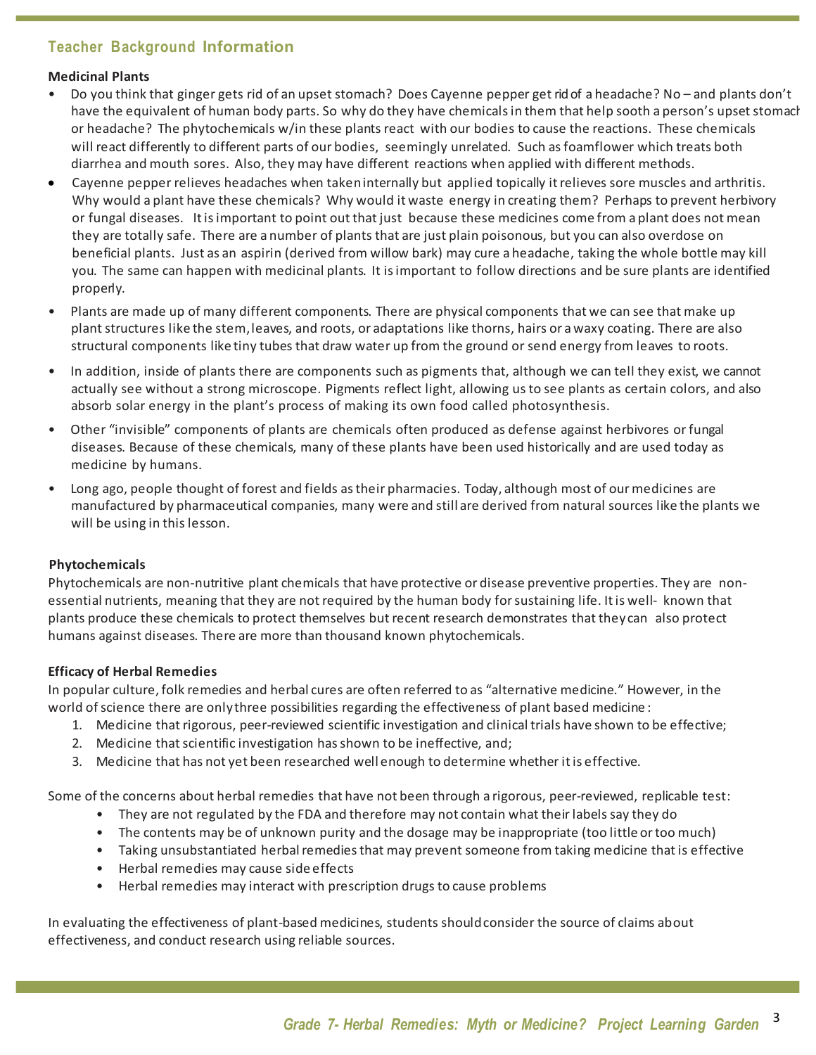## Teacher Background Information

**Medicinal Plants**

- Do you think that ginger gets rid of an upset stomach? Does Cayenne pepper get rid of a headache? No – and plants don't have the equivalent of human body parts. So why do they have chemicals in them that help sooth a person's upset stomach or headache? The phytochemicals w/in these plants react with our bodies to cause the reactions. These chemicals will react differently to different parts of our bodies, seemingly unrelated. Such as foamflower which treats both diarrhea and mouth sores. Also, they may have different reactions when applied with different methods.
- Cayenne pepper relieves headaches when taken internally but applied topically it relieves sore muscles and arthritis. Why would a plant have these chemicals? Why would it waste energy in creating them? Perhaps to prevent herbivory or fungal diseases. It is important to point out that just because these medicines come from a plant does not mean they are totally safe. There are a number of plants that are just plain poisonous, but you can also overdose on beneficial plants. Just as an aspirin (derived from willow bark) may cure a headache, taking the whole bottle may kill you. The same can happen with medicinal plants. It is important to follow directions and be sure plants are identified properly.
- Plants are made up of many different components. There are physical components that we can see that make up plant structures like the stem, leaves, and roots, or adaptations like thorns, hairs or a waxy coating. There are also structural components like tiny tubes that draw water up from the ground or send energy from leaves to roots.
- In addition, inside of plants there are components such as pigments that, although we can tell they exist, we cannot actually see without a strong microscope. Pigments reflect light, allowing us to see plants as certain colors, and also absorb solar energy in the plant's process of making its own food called photosynthesis.
- Other "invisible" components of plants are chemicals often produced as defense against herbivores or fungal diseases. Because of these chemicals, many of these plants have been used historically and are used today as medicine by humans.
- Long ago, people thought of forest and fields as their pharmacies. Today, although most of our medicines are manufactured by pharmaceutical companies, many were and still are derived from natural sources like the plants we will be using in this lesson.

**Phytochemicals**

Phytochemicals are non-nutritive plant chemicals that have protective or disease preventive properties. They are non-essential nutrients, meaning that they are not required by the human body for sustaining life. It is well- known that plants produce these chemicals to protect themselves but recent research demonstrates that they can also protect humans against diseases. There are more than thousand known phytochemicals.

**Efficacy of Herbal Remedies**

In popular culture, folk remedies and herbal cures are often referred to as "alternative medicine." However, in the world of science there are only three possibilities regarding the effectiveness of plant based medicine :

1. Medicine that rigorous, peer-reviewed scientific investigation and clinical trials have shown to be effective;
2. Medicine that scientific investigation has shown to be ineffective, and;
3. Medicine that has not yet been researched well enough to determine whether it is effective.

Some of the concerns about herbal remedies that have not been through a rigorous, peer-reviewed, replicable test:

- They are not regulated by the FDA and therefore may not contain what their labels say they do
- The contents may be of unknown purity and the dosage may be inappropriate (too little or too much)
- Taking unsubstantiated herbal remedies that may prevent someone from taking medicine that is effective
- Herbal remedies may cause side effects
- Herbal remedies may interact with prescription drugs to cause problems

In evaluating the effectiveness of plant-based medicines, students should consider the source of claims about effectiveness, and conduct research using reliable sources.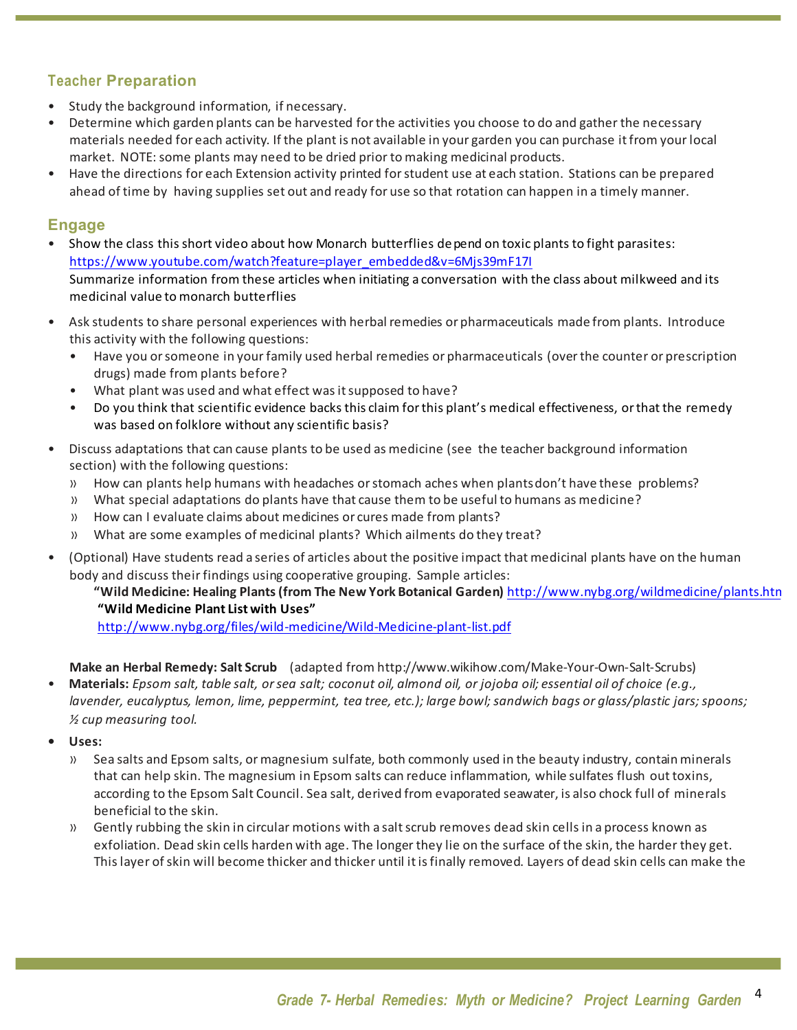## Teacher Preparation

- Study the background information, if necessary.
- Determine which garden plants can be harvested for the activities you choose to do and gather the necessary materials needed for each activity. If the plant is not available in your garden you can purchase it from your local market. NOTE: some plants may need to be dried prior to making medicinal products.
- Have the directions for each Extension activity printed for student use at each station. Stations can be prepared ahead of time by having supplies set out and ready for use so that rotation can happen in a timely manner.

## Engage

- Show the class this short video about how Monarch butterflies depend on toxic plants to fight parasites: https://www.youtube.com/watch?feature=player_embedded&v=6Mjs39mF17I
  Summarize information from these articles when initiating a conversation with the class about milkweed and its medicinal value to monarch butterflies
- Ask students to share personal experiences with herbal remedies or pharmaceuticals made from plants. Introduce this activity with the following questions:
  - Have you or someone in your family used herbal remedies or pharmaceuticals (over the counter or prescription drugs) made from plants before?
  - What plant was used and what effect was it supposed to have?
  - Do you think that scientific evidence backs this claim for this plant's medical effectiveness, or that the remedy was based on folklore without any scientific basis?
- Discuss adaptations that can cause plants to be used as medicine (see the teacher background information section) with the following questions:
  - How can plants help humans with headaches or stomach aches when plants don't have these problems?
  - What special adaptations do plants have that cause them to be useful to humans as medicine?
  - How can I evaluate claims about medicines or cures made from plants?
  - What are some examples of medicinal plants? Which ailments do they treat?
- (Optional) Have students read a series of articles about the positive impact that medicinal plants have on the human body and discuss their findings using cooperative grouping. Sample articles:
  **"Wild Medicine: Healing Plants (from The New York Botanical Garden)** http://www.nybg.org/wildmedicine/plants.htm
  **"Wild Medicine Plant List with Uses"**
  http://www.nybg.org/files/wild-medicine/Wild-Medicine-plant-list.pdf

**Make an Herbal Remedy: Salt Scrub** (adapted from http://www.wikihow.com/Make-Your-Own-Salt-Scrubs)

- **Materials:** *Epsom salt, table salt, or sea salt; coconut oil, almond oil, or jojoba oil; essential oil of choice (e.g., lavender, eucalyptus, lemon, lime, peppermint, tea tree, etc.); large bowl; sandwich bags or glass/plastic jars; spoons; ½ cup measuring tool.*
- **Uses:**
  - Sea salts and Epsom salts, or magnesium sulfate, both commonly used in the beauty industry, contain minerals that can help skin. The magnesium in Epsom salts can reduce inflammation, while sulfates flush out toxins, according to the Epsom Salt Council. Sea salt, derived from evaporated seawater, is also chock full of minerals beneficial to the skin.
  - Gently rubbing the skin in circular motions with a salt scrub removes dead skin cells in a process known as exfoliation. Dead skin cells harden with age. The longer they lie on the surface of the skin, the harder they get. This layer of skin will become thicker and thicker until it is finally removed. Layers of dead skin cells can make the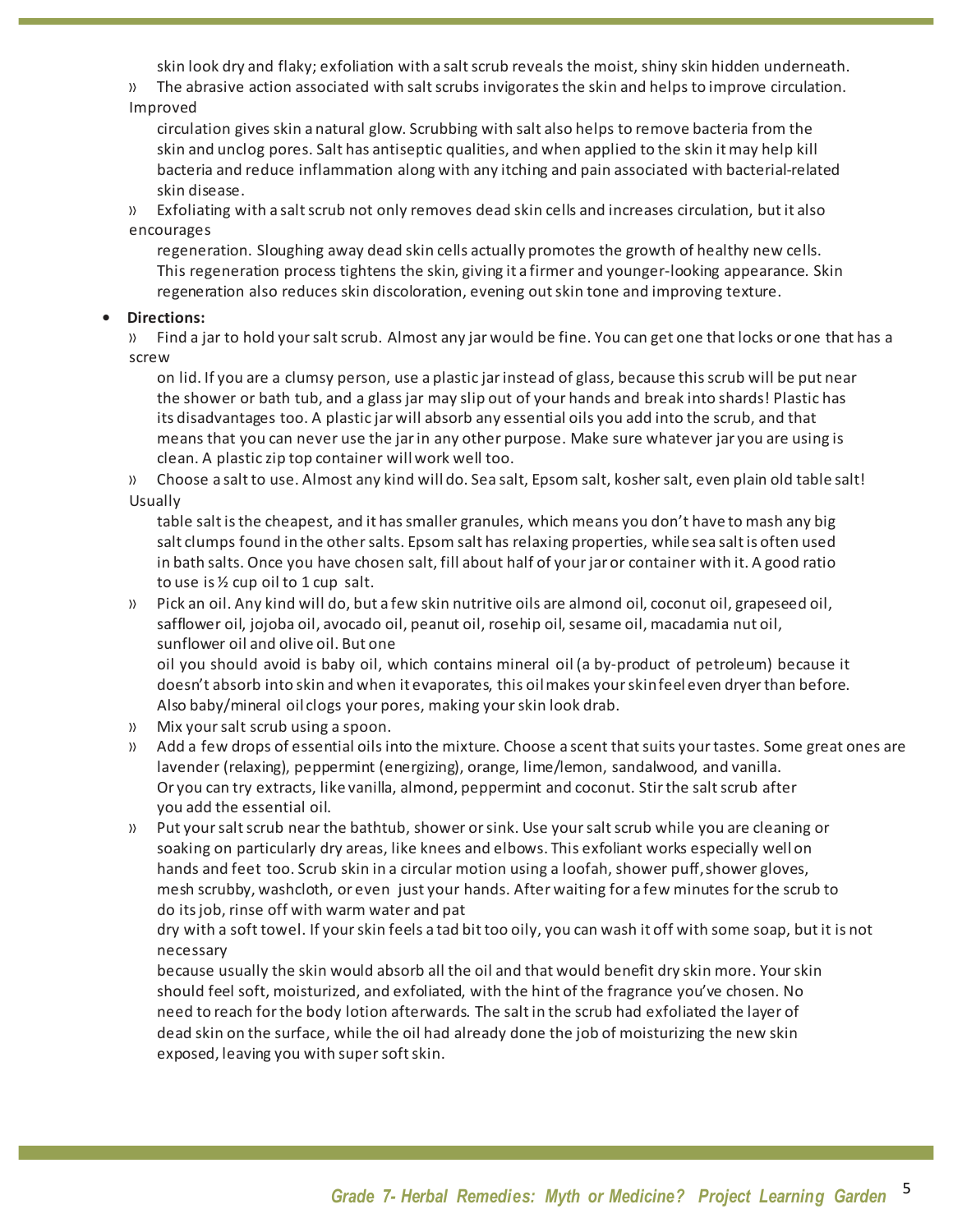skin look dry and flaky; exfoliation with a salt scrub reveals the moist, shiny skin hidden underneath.

- The abrasive action associated with salt scrubs invigorates the skin and helps to improve circulation. Improved circulation gives skin a natural glow. Scrubbing with salt also helps to remove bacteria from the skin and unclog pores. Salt has antiseptic qualities, and when applied to the skin it may help kill bacteria and reduce inflammation along with any itching and pain associated with bacterial-related skin disease.
- Exfoliating with a salt scrub not only removes dead skin cells and increases circulation, but it also encourages regeneration. Sloughing away dead skin cells actually promotes the growth of healthy new cells. This regeneration process tightens the skin, giving it a firmer and younger-looking appearance. Skin regeneration also reduces skin discoloration, evening out skin tone and improving texture.

- **Directions:**
  - Find a jar to hold your salt scrub. Almost any jar would be fine. You can get one that locks or one that has a screw on lid. If you are a clumsy person, use a plastic jar instead of glass, because this scrub will be put near the shower or bath tub, and a glass jar may slip out of your hands and break into shards! Plastic has its disadvantages too. A plastic jar will absorb any essential oils you add into the scrub, and that means that you can never use the jar in any other purpose. Make sure whatever jar you are using is clean. A plastic zip top container will work well too.
  - Choose a salt to use. Almost any kind will do. Sea salt, Epsom salt, kosher salt, even plain old table salt! Usually table salt is the cheapest, and it has smaller granules, which means you don't have to mash any big salt clumps found in the other salts. Epsom salt has relaxing properties, while sea salt is often used in bath salts. Once you have chosen salt, fill about half of your jar or container with it. A good ratio to use is ½ cup oil to 1 cup salt.
  - Pick an oil. Any kind will do, but a few skin nutritive oils are almond oil, coconut oil, grapeseed oil, safflower oil, jojoba oil, avocado oil, peanut oil, rosehip oil, sesame oil, macadamia nut oil, sunflower oil and olive oil. But one oil you should avoid is baby oil, which contains mineral oil (a by-product of petroleum) because it doesn't absorb into skin and when it evaporates, this oil makes your skin feel even dryer than before. Also baby/mineral oil clogs your pores, making your skin look drab.
  - Mix your salt scrub using a spoon.
  - Add a few drops of essential oils into the mixture. Choose a scent that suits your tastes. Some great ones are lavender (relaxing), peppermint (energizing), orange, lime/lemon, sandalwood, and vanilla. Or you can try extracts, like vanilla, almond, peppermint and coconut. Stir the salt scrub after you add the essential oil.
  - Put your salt scrub near the bathtub, shower or sink. Use your salt scrub while you are cleaning or soaking on particularly dry areas, like knees and elbows. This exfoliant works especially well on hands and feet too. Scrub skin in a circular motion using a loofah, shower puff, shower gloves, mesh scrubby, washcloth, or even just your hands. After waiting for a few minutes for the scrub to do its job, rinse off with warm water and pat dry with a soft towel. If your skin feels a tad bit too oily, you can wash it off with some soap, but it is not necessary because usually the skin would absorb all the oil and that would benefit dry skin more. Your skin should feel soft, moisturized, and exfoliated, with the hint of the fragrance you've chosen. No need to reach for the body lotion afterwards. The salt in the scrub had exfoliated the layer of dead skin on the surface, while the oil had already done the job of moisturizing the new skin exposed, leaving you with super soft skin.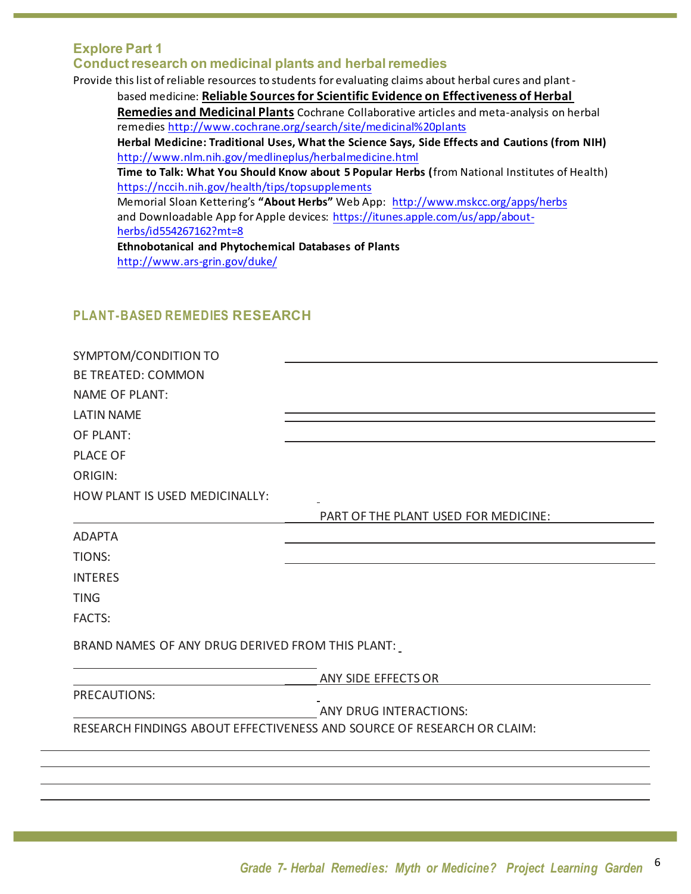## Explore Part 1

### Conduct research on medicinal plants and herbal remedies

Provide this list of reliable resources to students for evaluating claims about herbal cures and plant-based medicine: **Reliable Sources for Scientific Evidence on Effectiveness of Herbal Remedies and Medicinal Plants** Cochrane Collaborative articles and meta-analysis on herbal remedies http://www.cochrane.org/search/site/medicinal%20plants

**Herbal Medicine: Traditional Uses, What the Science Says, Side Effects and Cautions (from NIH)** http://www.nlm.nih.gov/medlineplus/herbalmedicine.html

**Time to Talk: What You Should Know about 5 Popular Herbs (**from National Institutes of Health) https://nccih.nih.gov/health/tips/topsupplements

Memorial Sloan Kettering's **"About Herbs"** Web App: http://www.mskcc.org/apps/herbs and Downloadable App for Apple devices: https://itunes.apple.com/us/app/about-herbs/id554267162?mt=8

**Ethnobotanical and Phytochemical Databases of Plants** http://www.ars-grin.gov/duke/

## PLANT-BASED REMEDIES RESEARCH

SYMPTOM/CONDITION TO BE TREATED: ______________________________

COMMON NAME OF PLANT: ______________________________

LATIN NAME OF PLANT: ______________________________

PLACE OF ORIGIN: ______________________________

HOW PLANT IS USED MEDICINALLY: ______________________________

PART OF THE PLANT USED FOR MEDICINE: ______________________________

ADAPTATIONS: ______________________________

INTERESTING FACTS: ______________________________

BRAND NAMES OF ANY DRUG DERIVED FROM THIS PLANT: ______________________________

ANY SIDE EFFECTS OR PRECAUTIONS: ______________________________

ANY DRUG INTERACTIONS: ______________________________

RESEARCH FINDINGS ABOUT EFFECTIVENESS AND SOURCE OF RESEARCH OR CLAIM:

______________________________

______________________________

______________________________

______________________________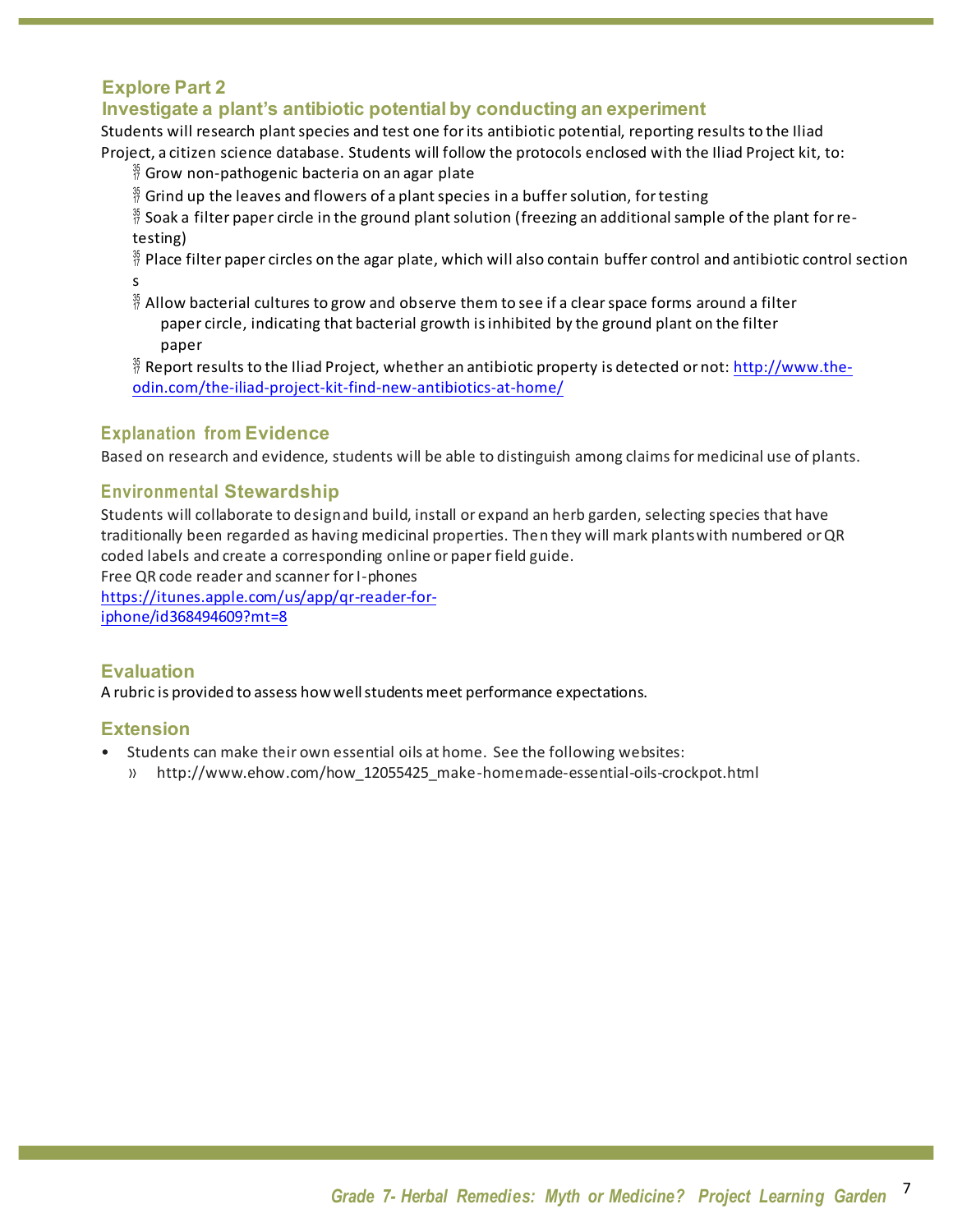## Explore Part 2

### Investigate a plant's antibiotic potential by conducting an experiment

Students will research plant species and test one for its antibiotic potential, reporting results to the Iliad Project, a citizen science database. Students will follow the protocols enclosed with the Iliad Project kit, to:

- Grow non-pathogenic bacteria on an agar plate
- Grind up the leaves and flowers of a plant species in a buffer solution, for testing
- Soak a filter paper circle in the ground plant solution (freezing an additional sample of the plant for re-testing)
- Place filter paper circles on the agar plate, which will also contain buffer control and antibiotic control sections
- Allow bacterial cultures to grow and observe them to see if a clear space forms around a filter paper circle, indicating that bacterial growth is inhibited by the ground plant on the filter paper
- Report results to the Iliad Project, whether an antibiotic property is detected or not: http://www.the-odin.com/the-iliad-project-kit-find-new-antibiotics-at-home/

### Explanation from Evidence

Based on research and evidence, students will be able to distinguish among claims for medicinal use of plants.

### Environmental Stewardship

Students will collaborate to design and build, install or expand an herb garden, selecting species that have traditionally been regarded as having medicinal properties. Then they will mark plants with numbered or QR coded labels and create a corresponding online or paper field guide.
Free QR code reader and scanner for I-phones
https://itunes.apple.com/us/app/qr-reader-for-iphone/id368494609?mt=8

### Evaluation

A rubric is provided to assess how well students meet performance expectations.

### Extension

- Students can make their own essential oils at home. See the following websites:
  - http://www.ehow.com/how_12055425_make-homemade-essential-oils-crockpot.html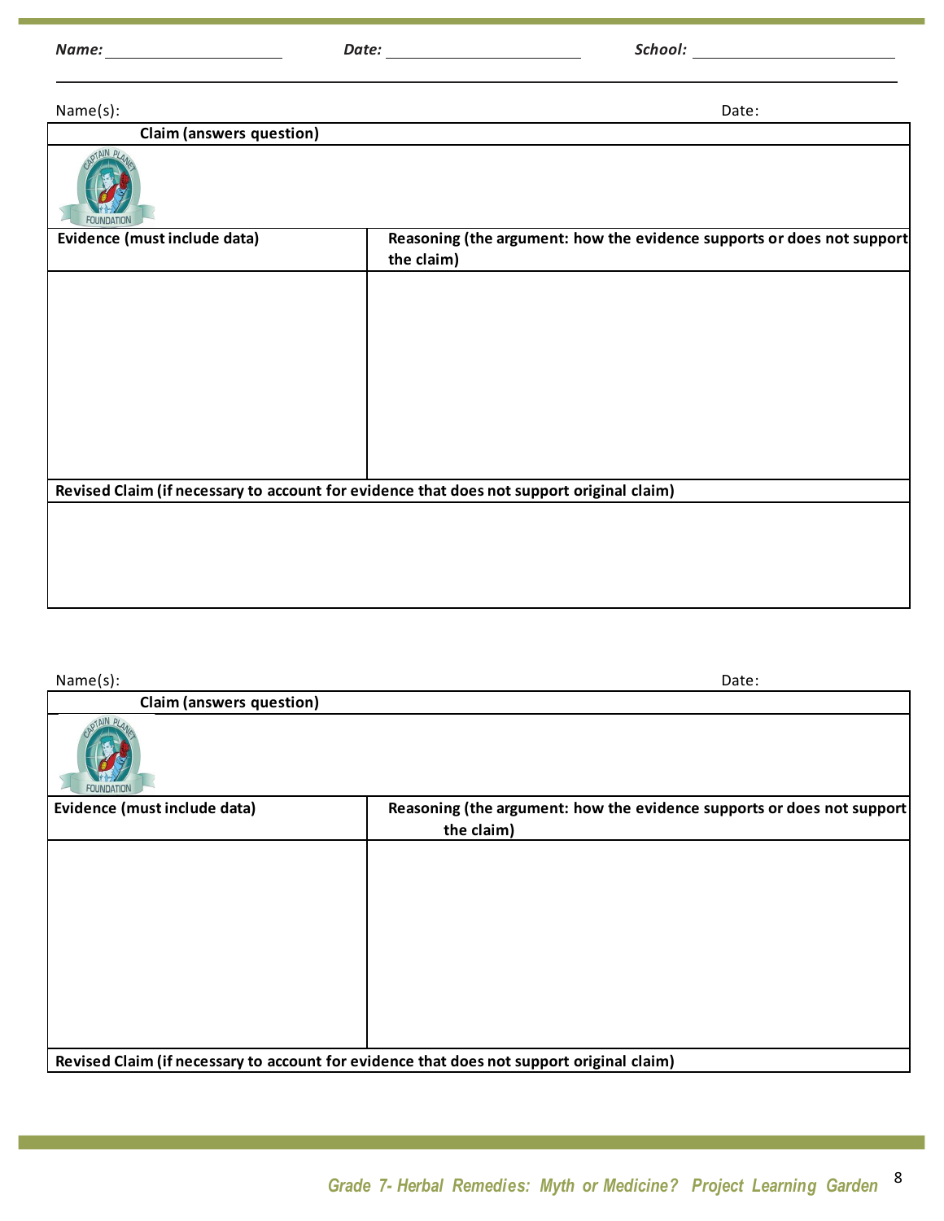**Name:** ____________________ **Date:** ____________________ **School:** ____________________

Name(s): Date:

| Claim (answers question) | |
|---|---|
| | |
| **Evidence (must include data)** | **Reasoning (the argument: how the evidence supports or does not support the claim)** |
| | |
| **Revised Claim (if necessary to account for evidence that does not support original claim)** | |
| | |

Name(s): Date:

| Claim (answers question) | |
|---|---|
| | |
| **Evidence (must include data)** | **Reasoning (the argument: how the evidence supports or does not support the claim)** |
| | |
| **Revised Claim (if necessary to account for evidence that does not support original claim)** | |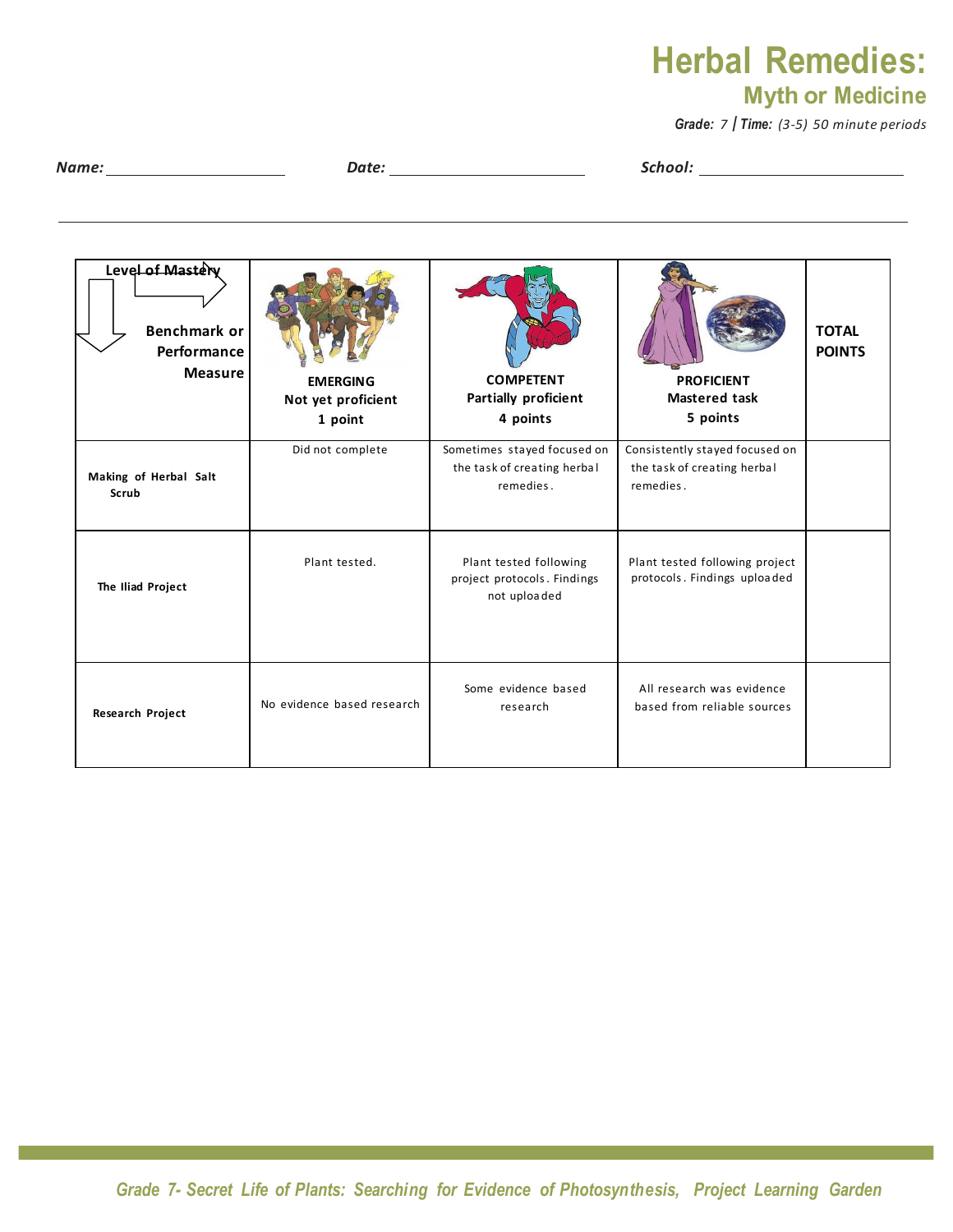# Herbal Remedies:
## Myth or Medicine

*Grade: 7 | Time: (3-5) 50 minute periods*

*Name:* ______________________ *Date:* ________________________ *School:* _________________________

| Level of Mastery → / Benchmark or Performance Measure ↓ | EMERGING Not yet proficient 1 point | COMPETENT Partially proficient 4 points | PROFICIENT Mastered task 5 points | TOTAL POINTS |
|---|---|---|---|---|
| Making of Herbal Salt Scrub | Did not complete | Sometimes stayed focused on the task of creating herbal remedies. | Consistently stayed focused on the task of creating herbal remedies. | |
| The Iliad Project | Plant tested. | Plant tested following project protocols. Findings not uploaded | Plant tested following project protocols. Findings uploaded | |
| Research Project | No evidence based research | Some evidence based research | All research was evidence based from reliable sources | |